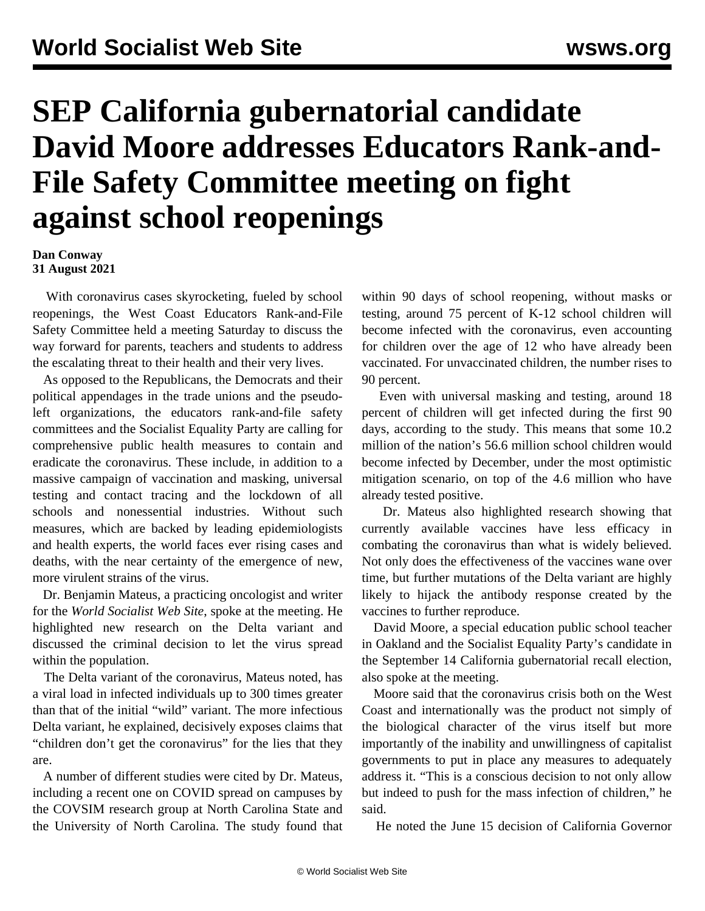# SEP California gubernatorial candidate David Moore addresses Educators Rank-and-File Safety Committee meeting on fight against school reopenings

**Dan Conway**
**31 August 2021**

With coronavirus cases skyrocketing, fueled by school reopenings, the West Coast Educators Rank-and-File Safety Committee held a meeting Saturday to discuss the way forward for parents, teachers and students to address the escalating threat to their health and their very lives.

As opposed to the Republicans, the Democrats and their political appendages in the trade unions and the pseudo-left organizations, the educators rank-and-file safety committees and the Socialist Equality Party are calling for comprehensive public health measures to contain and eradicate the coronavirus. These include, in addition to a massive campaign of vaccination and masking, universal testing and contact tracing and the lockdown of all schools and nonessential industries. Without such measures, which are backed by leading epidemiologists and health experts, the world faces ever rising cases and deaths, with the near certainty of the emergence of new, more virulent strains of the virus.

Dr. Benjamin Mateus, a practicing oncologist and writer for the *World Socialist Web Site*, spoke at the meeting. He highlighted new research on the Delta variant and discussed the criminal decision to let the virus spread within the population.

The Delta variant of the coronavirus, Mateus noted, has a viral load in infected individuals up to 300 times greater than that of the initial "wild" variant. The more infectious Delta variant, he explained, decisively exposes claims that "children don't get the coronavirus" for the lies that they are.

A number of different studies were cited by Dr. Mateus, including a recent one on COVID spread on campuses by the COVSIM research group at North Carolina State and the University of North Carolina. The study found that within 90 days of school reopening, without masks or testing, around 75 percent of K-12 school children will become infected with the coronavirus, even accounting for children over the age of 12 who have already been vaccinated. For unvaccinated children, the number rises to 90 percent.

Even with universal masking and testing, around 18 percent of children will get infected during the first 90 days, according to the study. This means that some 10.2 million of the nation's 56.6 million school children would become infected by December, under the most optimistic mitigation scenario, on top of the 4.6 million who have already tested positive.

Dr. Mateus also highlighted research showing that currently available vaccines have less efficacy in combating the coronavirus than what is widely believed. Not only does the effectiveness of the vaccines wane over time, but further mutations of the Delta variant are highly likely to hijack the antibody response created by the vaccines to further reproduce.

David Moore, a special education public school teacher in Oakland and the Socialist Equality Party's candidate in the September 14 California gubernatorial recall election, also spoke at the meeting.

Moore said that the coronavirus crisis both on the West Coast and internationally was the product not simply of the biological character of the virus itself but more importantly of the inability and unwillingness of capitalist governments to put in place any measures to adequately address it. "This is a conscious decision to not only allow but indeed to push for the mass infection of children," he said.

He noted the June 15 decision of California Governor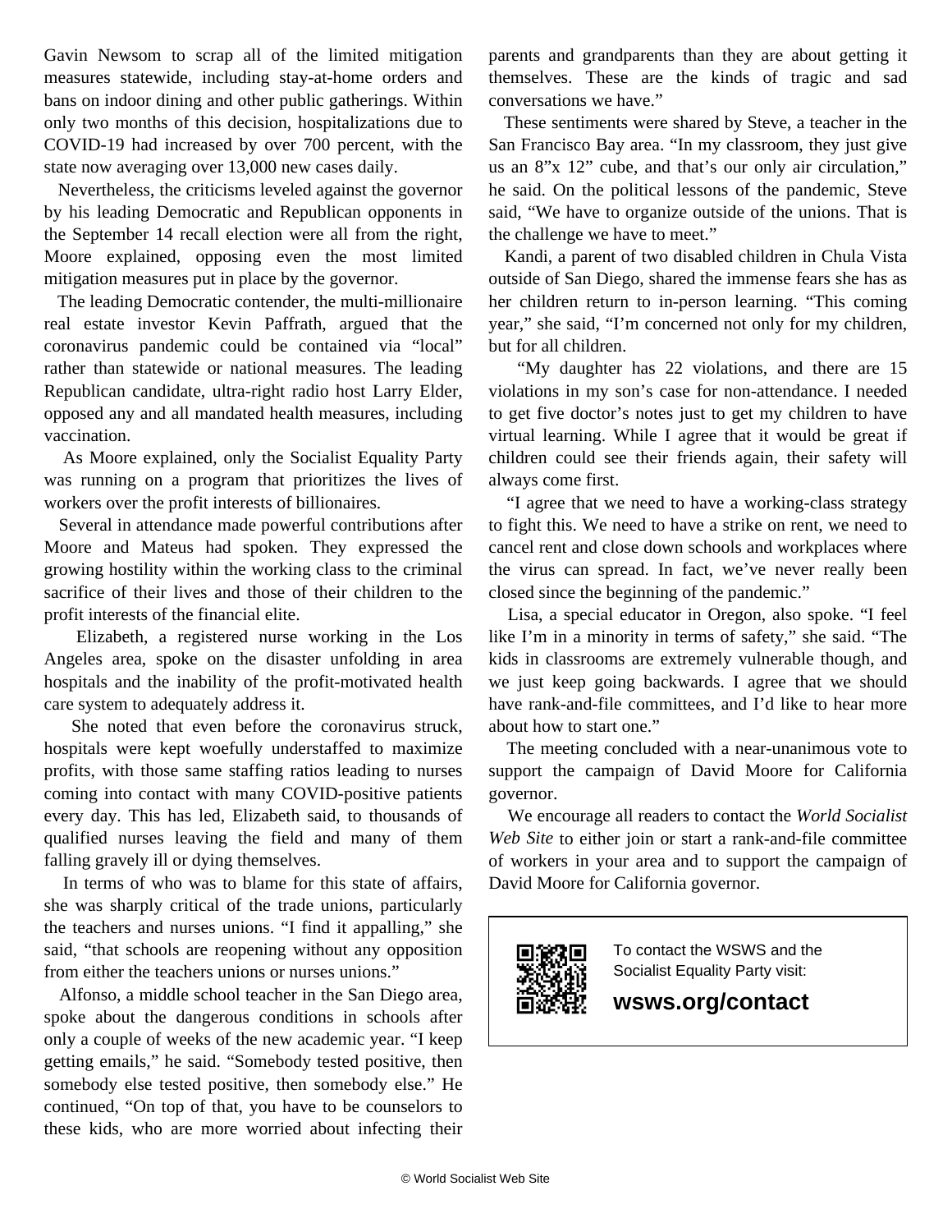Gavin Newsom to scrap all of the limited mitigation measures statewide, including stay-at-home orders and bans on indoor dining and other public gatherings. Within only two months of this decision, hospitalizations due to COVID-19 had increased by over 700 percent, with the state now averaging over 13,000 new cases daily.

Nevertheless, the criticisms leveled against the governor by his leading Democratic and Republican opponents in the September 14 recall election were all from the right, Moore explained, opposing even the most limited mitigation measures put in place by the governor.

The leading Democratic contender, the multi-millionaire real estate investor Kevin Paffrath, argued that the coronavirus pandemic could be contained via "local" rather than statewide or national measures. The leading Republican candidate, ultra-right radio host Larry Elder, opposed any and all mandated health measures, including vaccination.

As Moore explained, only the Socialist Equality Party was running on a program that prioritizes the lives of workers over the profit interests of billionaires.

Several in attendance made powerful contributions after Moore and Mateus had spoken. They expressed the growing hostility within the working class to the criminal sacrifice of their lives and those of their children to the profit interests of the financial elite.

Elizabeth, a registered nurse working in the Los Angeles area, spoke on the disaster unfolding in area hospitals and the inability of the profit-motivated health care system to adequately address it.

She noted that even before the coronavirus struck, hospitals were kept woefully understaffed to maximize profits, with those same staffing ratios leading to nurses coming into contact with many COVID-positive patients every day. This has led, Elizabeth said, to thousands of qualified nurses leaving the field and many of them falling gravely ill or dying themselves.

In terms of who was to blame for this state of affairs, she was sharply critical of the trade unions, particularly the teachers and nurses unions. "I find it appalling," she said, "that schools are reopening without any opposition from either the teachers unions or nurses unions."

Alfonso, a middle school teacher in the San Diego area, spoke about the dangerous conditions in schools after only a couple of weeks of the new academic year. "I keep getting emails," he said. "Somebody tested positive, then somebody else tested positive, then somebody else." He continued, "On top of that, you have to be counselors to these kids, who are more worried about infecting their parents and grandparents than they are about getting it themselves. These are the kinds of tragic and sad conversations we have."

These sentiments were shared by Steve, a teacher in the San Francisco Bay area. "In my classroom, they just give us an 8"x 12" cube, and that's our only air circulation," he said. On the political lessons of the pandemic, Steve said, "We have to organize outside of the unions. That is the challenge we have to meet."

Kandi, a parent of two disabled children in Chula Vista outside of San Diego, shared the immense fears she has as her children return to in-person learning. "This coming year," she said, "I'm concerned not only for my children, but for all children.

"My daughter has 22 violations, and there are 15 violations in my son's case for non-attendance. I needed to get five doctor's notes just to get my children to have virtual learning. While I agree that it would be great if children could see their friends again, their safety will always come first.

"I agree that we need to have a working-class strategy to fight this. We need to have a strike on rent, we need to cancel rent and close down schools and workplaces where the virus can spread. In fact, we've never really been closed since the beginning of the pandemic."

Lisa, a special educator in Oregon, also spoke. "I feel like I'm in a minority in terms of safety," she said. "The kids in classrooms are extremely vulnerable though, and we just keep going backwards. I agree that we should have rank-and-file committees, and I'd like to hear more about how to start one."

The meeting concluded with a near-unanimous vote to support the campaign of David Moore for California governor.

We encourage all readers to contact the *World Socialist Web Site* to either join or start a rank-and-file committee of workers in your area and to support the campaign of David Moore for California governor.

To contact the WSWS and the Socialist Equality Party visit:

**wsws.org/contact**